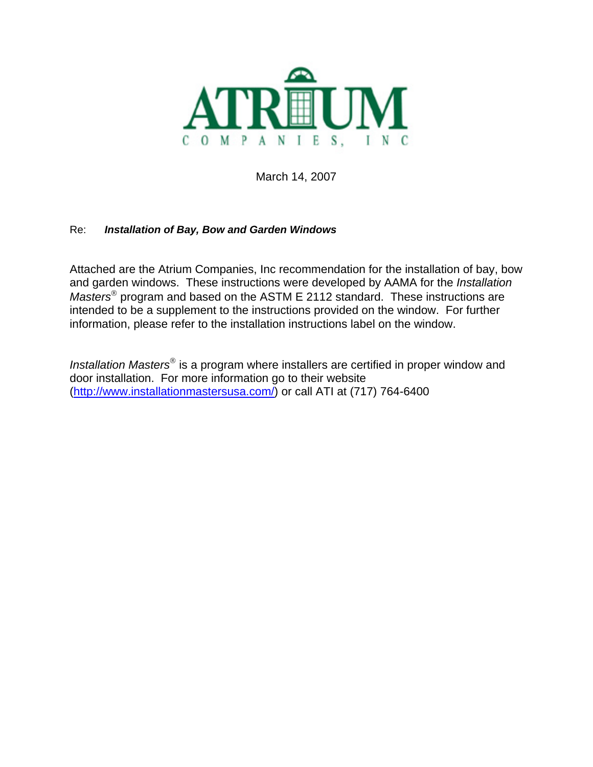# ATRIUM
COMPANIES, INC

March 14, 2007

Re: ***Installation of Bay, Bow and Garden Windows***

Attached are the Atrium Companies, Inc recommendation for the installation of bay, bow and garden windows. These instructions were developed by AAMA for the *Installation Masters*® program and based on the ASTM E 2112 standard. These instructions are intended to be a supplement to the instructions provided on the window. For further information, please refer to the installation instructions label on the window.

*Installation Masters*® is a program where installers are certified in proper window and door installation. For more information go to their website (http://www.installationmastersusa.com/) or call ATI at (717) 764-6400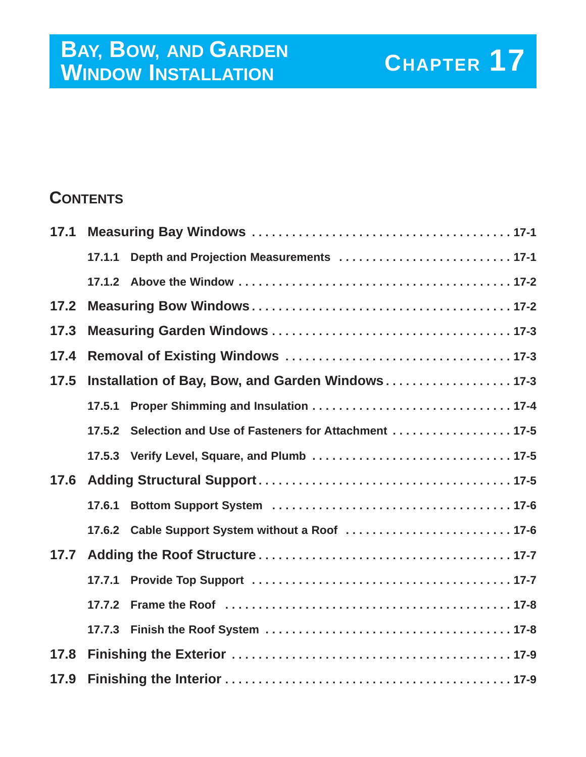# Bay, Bow, and Garden Window Installation

# Chapter 17

## Contents

- **17.1 Measuring Bay Windows** ........ 17-1
  - **17.1.1 Depth and Projection Measurements** ........ 17-1
  - **17.1.2 Above the Window** ........ 17-2
- **17.2 Measuring Bow Windows** ........ 17-2
- **17.3 Measuring Garden Windows** ........ 17-3
- **17.4 Removal of Existing Windows** ........ 17-3
- **17.5 Installation of Bay, Bow, and Garden Windows** ........ 17-3
  - **17.5.1 Proper Shimming and Insulation** ........ 17-4
  - **17.5.2 Selection and Use of Fasteners for Attachment** ........ 17-5
  - **17.5.3 Verify Level, Square, and Plumb** ........ 17-5
- **17.6 Adding Structural Support** ........ 17-5
  - **17.6.1 Bottom Support System** ........ 17-6
  - **17.6.2 Cable Support System without a Roof** ........ 17-6
- **17.7 Adding the Roof Structure** ........ 17-7
  - **17.7.1 Provide Top Support** ........ 17-7
  - **17.7.2 Frame the Roof** ........ 17-8
  - **17.7.3 Finish the Roof System** ........ 17-8
- **17.8 Finishing the Exterior** ........ 17-9
- **17.9 Finishing the Interior** ........ 17-9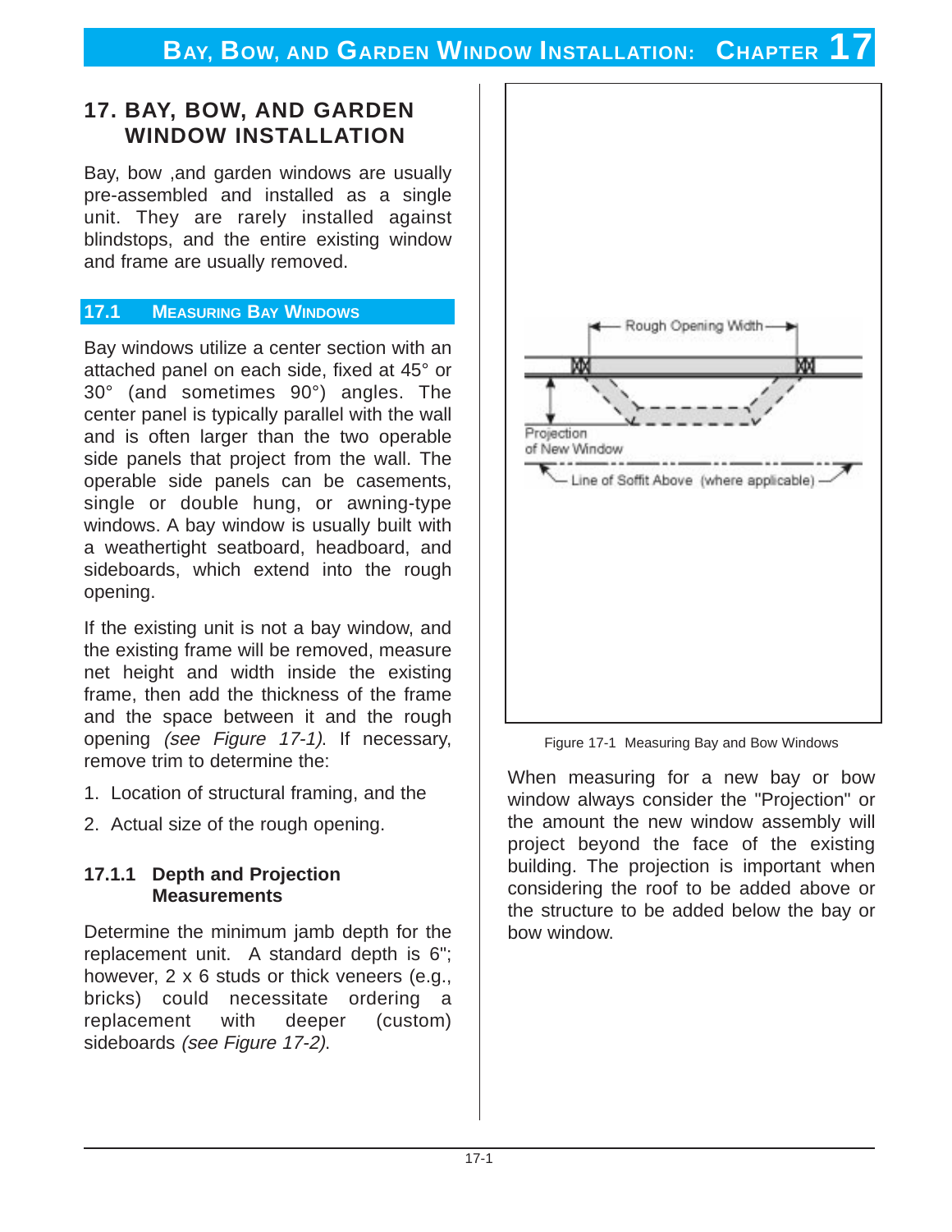# 17. BAY, BOW, AND GARDEN WINDOW INSTALLATION

Bay, bow ,and garden windows are usually pre-assembled and installed as a single unit. They are rarely installed against blindstops, and the entire existing window and frame are usually removed.

## 17.1 MEASURING BAY WINDOWS

Bay windows utilize a center section with an attached panel on each side, fixed at 45° or 30° (and sometimes 90°) angles. The center panel is typically parallel with the wall and is often larger than the two operable side panels that project from the wall. The operable side panels can be casements, single or double hung, or awning-type windows. A bay window is usually built with a weathertight seatboard, headboard, and sideboards, which extend into the rough opening.

If the existing unit is not a bay window, and the existing frame will be removed, measure net height and width inside the existing frame, then add the thickness of the frame and the space between it and the rough opening *(see Figure 17-1)*. If necessary, remove trim to determine the:

1. Location of structural framing, and the
2. Actual size of the rough opening.

### 17.1.1 Depth and Projection Measurements

Determine the minimum jamb depth for the replacement unit. A standard depth is 6"; however, 2 x 6 studs or thick veneers (e.g., bricks) could necessitate ordering a replacement with deeper (custom) sideboards *(see Figure 17-2)*.

Rough Opening Width

Projection of New Window

Line of Soffit Above (where applicable)

Figure 17-1 Measuring Bay and Bow Windows

When measuring for a new bay or bow window always consider the "Projection" or the amount the new window assembly will project beyond the face of the existing building. The projection is important when considering the roof to be added above or the structure to be added below the bay or bow window.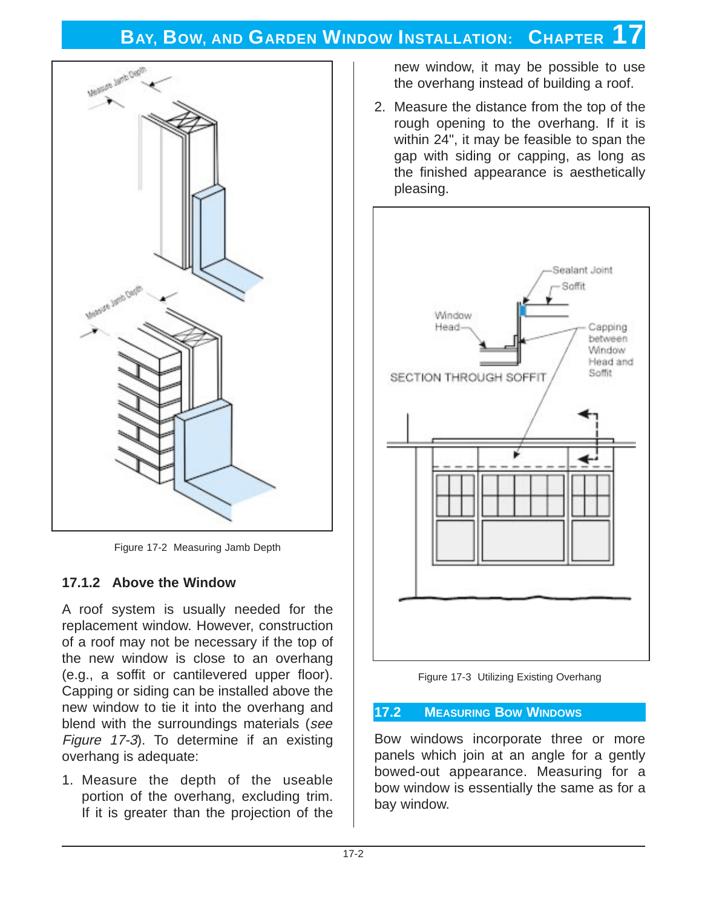Figure 17-2  Measuring Jamb Depth

### 17.1.2 Above the Window

A roof system is usually needed for the replacement window. However, construction of a roof may not be necessary if the top of the new window is close to an overhang (e.g., a soffit or cantilevered upper floor). Capping or siding can be installed above the new window to tie it into the overhang and blend with the surroundings materials (*see Figure 17-3*). To determine if an existing overhang is adequate:

1. Measure the depth of the useable portion of the overhang, excluding trim. If it is greater than the projection of the new window, it may be possible to use the overhang instead of building a roof.
2. Measure the distance from the top of the rough opening to the overhang. If it is within 24", it may be feasible to span the gap with siding or capping, as long as the finished appearance is aesthetically pleasing.

Figure 17-3  Utilizing Existing Overhang

## 17.2 Measuring Bow Windows

Bow windows incorporate three or more panels which join at an angle for a gently bowed-out appearance. Measuring for a bow window is essentially the same as for a bay window.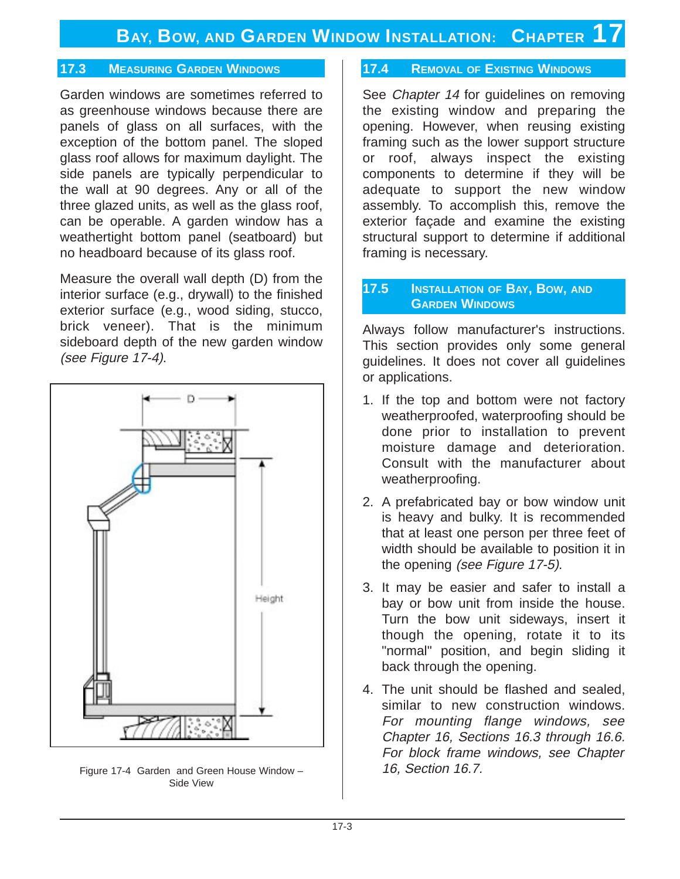## 17.3 Measuring Garden Windows

Garden windows are sometimes referred to as greenhouse windows because there are panels of glass on all surfaces, with the exception of the bottom panel. The sloped glass roof allows for maximum daylight. The side panels are typically perpendicular to the wall at 90 degrees. Any or all of the three glazed units, as well as the glass roof, can be operable. A garden window has a weathertight bottom panel (seatboard) but no headboard because of its glass roof.

Measure the overall wall depth (D) from the interior surface (e.g., drywall) to the finished exterior surface (e.g., wood siding, stucco, brick veneer). That is the minimum sideboard depth of the new garden window *(see Figure 17-4)*.

Figure 17-4 Garden and Green House Window – Side View

## 17.4 Removal of Existing Windows

See *Chapter 14* for guidelines on removing the existing window and preparing the opening. However, when reusing existing framing such as the lower support structure or roof, always inspect the existing components to determine if they will be adequate to support the new window assembly. To accomplish this, remove the exterior façade and examine the existing structural support to determine if additional framing is necessary.

## 17.5 Installation of Bay, Bow, and Garden Windows

Always follow manufacturer's instructions. This section provides only some general guidelines. It does not cover all guidelines or applications.

1. If the top and bottom were not factory weatherproofed, waterproofing should be done prior to installation to prevent moisture damage and deterioration. Consult with the manufacturer about weatherproofing.
2. A prefabricated bay or bow window unit is heavy and bulky. It is recommended that at least one person per three feet of width should be available to position it in the opening *(see Figure 17-5)*.
3. It may be easier and safer to install a bay or bow unit from inside the house. Turn the bow unit sideways, insert it though the opening, rotate it to its "normal" position, and begin sliding it back through the opening.
4. The unit should be flashed and sealed, similar to new construction windows. *For mounting flange windows, see Chapter 16, Sections 16.3 through 16.6. For block frame windows, see Chapter 16, Section 16.7.*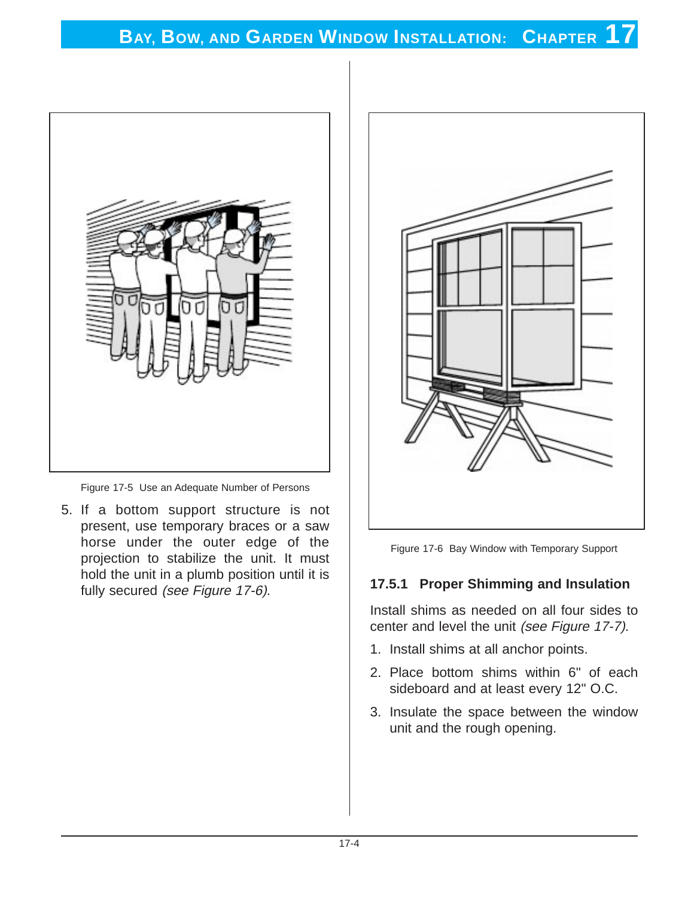Figure 17-5 Use an Adequate Number of Persons

5. If a bottom support structure is not present, use temporary braces or a saw horse under the outer edge of the projection to stabilize the unit. It must hold the unit in a plumb position until it is fully secured *(see Figure 17-6)*.

Figure 17-6 Bay Window with Temporary Support

### 17.5.1 Proper Shimming and Insulation

Install shims as needed on all four sides to center and level the unit *(see Figure 17-7)*.

1. Install shims at all anchor points.
2. Place bottom shims within 6" of each sideboard and at least every 12" O.C.
3. Insulate the space between the window unit and the rough opening.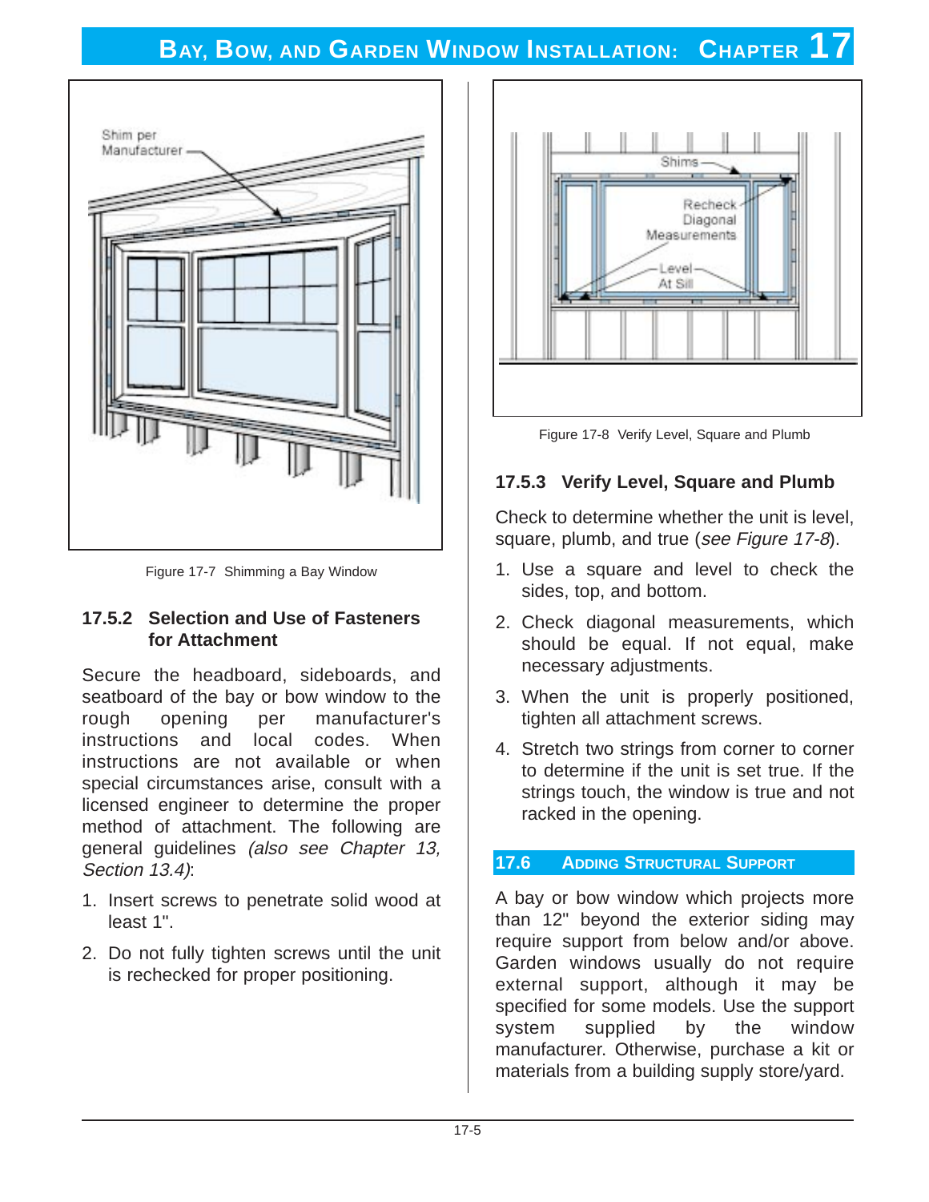Figure 17-7 Shimming a Bay Window

### 17.5.2 Selection and Use of Fasteners for Attachment

Secure the headboard, sideboards, and seatboard of the bay or bow window to the rough opening per manufacturer's instructions and local codes. When instructions are not available or when special circumstances arise, consult with a licensed engineer to determine the proper method of attachment. The following are general guidelines *(also see Chapter 13, Section 13.4)*:

1. Insert screws to penetrate solid wood at least 1".
2. Do not fully tighten screws until the unit is rechecked for proper positioning.

Figure 17-8 Verify Level, Square and Plumb

### 17.5.3 Verify Level, Square and Plumb

Check to determine whether the unit is level, square, plumb, and true (*see Figure 17-8*).

1. Use a square and level to check the sides, top, and bottom.
2. Check diagonal measurements, which should be equal. If not equal, make necessary adjustments.
3. When the unit is properly positioned, tighten all attachment screws.
4. Stretch two strings from corner to corner to determine if the unit is set true. If the strings touch, the window is true and not racked in the opening.

## 17.6 Adding Structural Support

A bay or bow window which projects more than 12" beyond the exterior siding may require support from below and/or above. Garden windows usually do not require external support, although it may be specified for some models. Use the support system supplied by the window manufacturer. Otherwise, purchase a kit or materials from a building supply store/yard.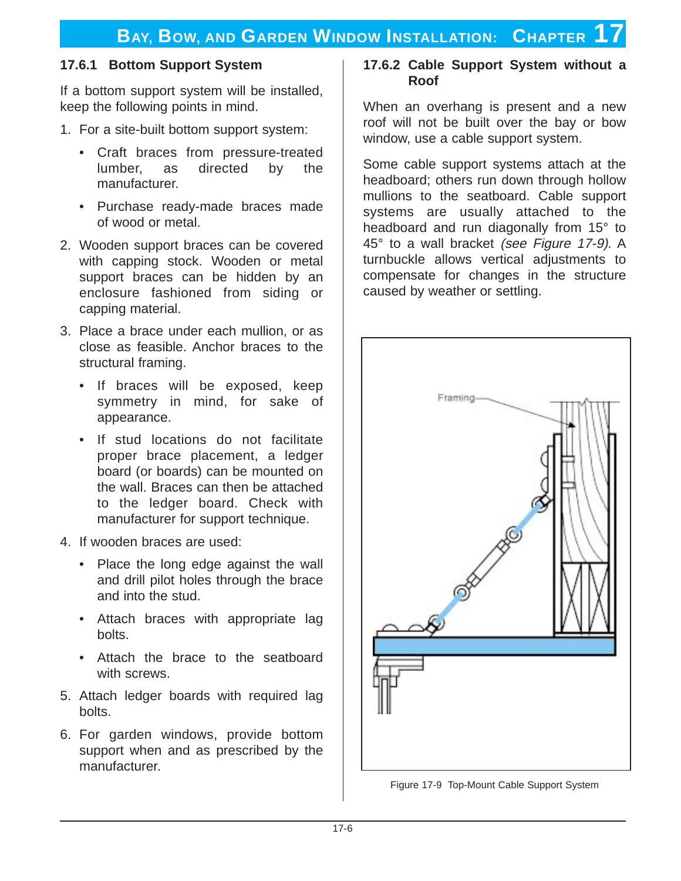### 17.6.1 Bottom Support System

If a bottom support system will be installed, keep the following points in mind.

1. For a site-built bottom support system:
   - Craft braces from pressure-treated lumber, as directed by the manufacturer.
   - Purchase ready-made braces made of wood or metal.
2. Wooden support braces can be covered with capping stock. Wooden or metal support braces can be hidden by an enclosure fashioned from siding or capping material.
3. Place a brace under each mullion, or as close as feasible. Anchor braces to the structural framing.
   - If braces will be exposed, keep symmetry in mind, for sake of appearance.
   - If stud locations do not facilitate proper brace placement, a ledger board (or boards) can be mounted on the wall. Braces can then be attached to the ledger board. Check with manufacturer for support technique.
4. If wooden braces are used:
   - Place the long edge against the wall and drill pilot holes through the brace and into the stud.
   - Attach braces with appropriate lag bolts.
   - Attach the brace to the seatboard with screws.
5. Attach ledger boards with required lag bolts.
6. For garden windows, provide bottom support when and as prescribed by the manufacturer.

### 17.6.2 Cable Support System without a Roof

When an overhang is present and a new roof will not be built over the bay or bow window, use a cable support system.

Some cable support systems attach at the headboard; others run down through hollow mullions to the seatboard. Cable support systems are usually attached to the headboard and run diagonally from 15° to 45° to a wall bracket *(see Figure 17-9)*. A turnbuckle allows vertical adjustments to compensate for changes in the structure caused by weather or settling.

Figure 17-9 Top-Mount Cable Support System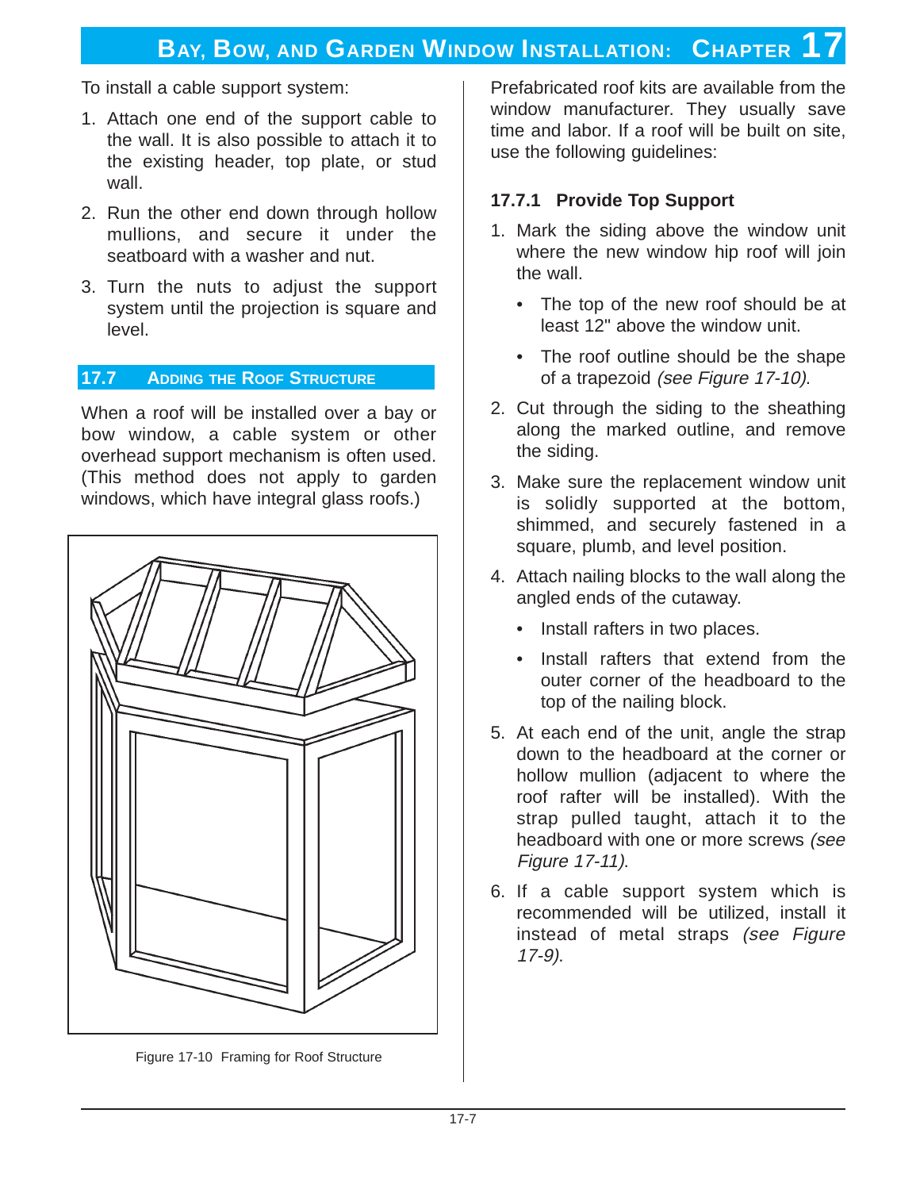To install a cable support system:

1. Attach one end of the support cable to the wall. It is also possible to attach it to the existing header, top plate, or stud wall.
2. Run the other end down through hollow mullions, and secure it under the seatboard with a washer and nut.
3. Turn the nuts to adjust the support system until the projection is square and level.

## 17.7 Adding the Roof Structure

When a roof will be installed over a bay or bow window, a cable system or other overhead support mechanism is often used. (This method does not apply to garden windows, which have integral glass roofs.)

Figure 17-10 Framing for Roof Structure

Prefabricated roof kits are available from the window manufacturer. They usually save time and labor. If a roof will be built on site, use the following guidelines:

### 17.7.1 Provide Top Support

1. Mark the siding above the window unit where the new window hip roof will join the wall.
   - The top of the new roof should be at least 12" above the window unit.
   - The roof outline should be the shape of a trapezoid *(see Figure 17-10)*.
2. Cut through the siding to the sheathing along the marked outline, and remove the siding.
3. Make sure the replacement window unit is solidly supported at the bottom, shimmed, and securely fastened in a square, plumb, and level position.
4. Attach nailing blocks to the wall along the angled ends of the cutaway.
   - Install rafters in two places.
   - Install rafters that extend from the outer corner of the headboard to the top of the nailing block.
5. At each end of the unit, angle the strap down to the headboard at the corner or hollow mullion (adjacent to where the roof rafter will be installed). With the strap pulled taught, attach it to the headboard with one or more screws *(see Figure 17-11)*.
6. If a cable support system which is recommended will be utilized, install it instead of metal straps *(see Figure 17-9)*.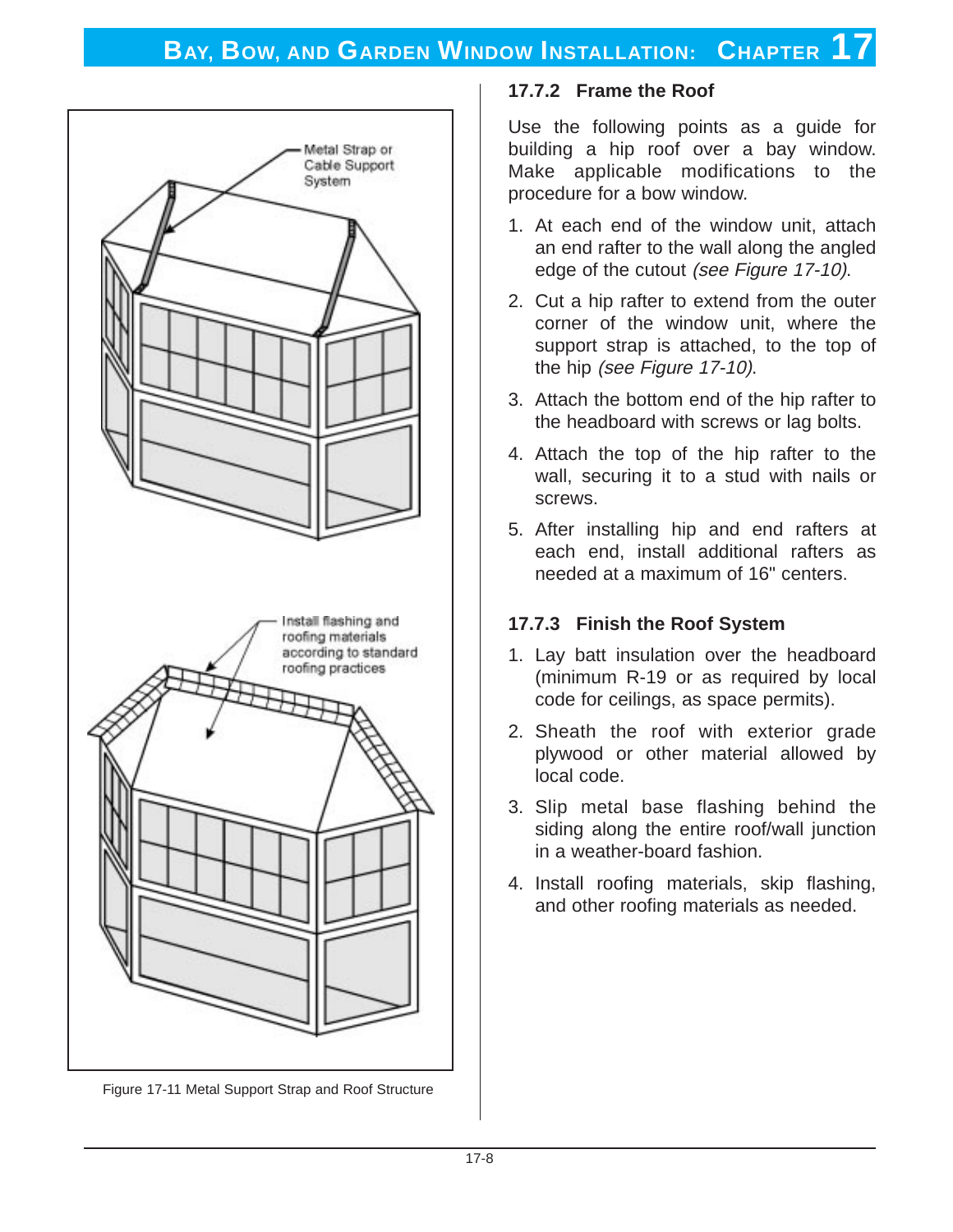Figure 17-11 Metal Support Strap and Roof Structure

### 17.7.2 Frame the Roof

Use the following points as a guide for building a hip roof over a bay window. Make applicable modifications to the procedure for a bow window.

1. At each end of the window unit, attach an end rafter to the wall along the angled edge of the cutout *(see Figure 17-10)*.
2. Cut a hip rafter to extend from the outer corner of the window unit, where the support strap is attached, to the top of the hip *(see Figure 17-10)*.
3. Attach the bottom end of the hip rafter to the headboard with screws or lag bolts.
4. Attach the top of the hip rafter to the wall, securing it to a stud with nails or screws.
5. After installing hip and end rafters at each end, install additional rafters as needed at a maximum of 16" centers.

### 17.7.3 Finish the Roof System

1. Lay batt insulation over the headboard (minimum R-19 or as required by local code for ceilings, as space permits).
2. Sheath the roof with exterior grade plywood or other material allowed by local code.
3. Slip metal base flashing behind the siding along the entire roof/wall junction in a weather-board fashion.
4. Install roofing materials, skip flashing, and other roofing materials as needed.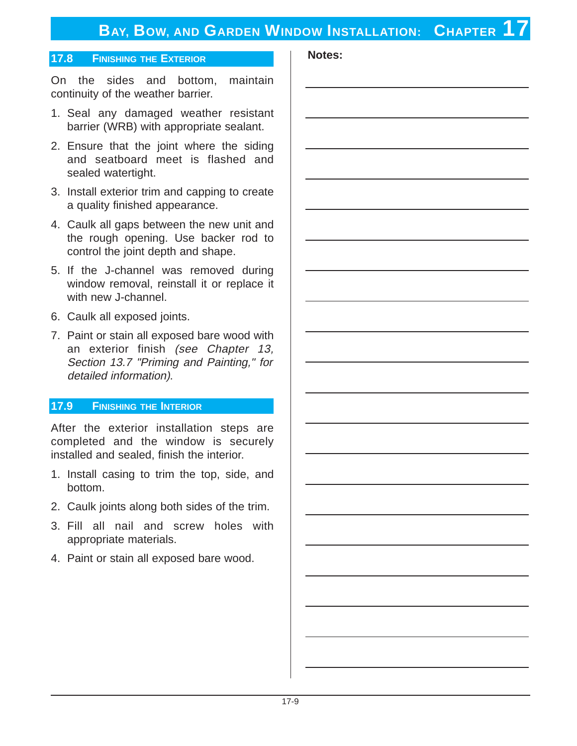## 17.8 Finishing the Exterior

On the sides and bottom, maintain continuity of the weather barrier.

1. Seal any damaged weather resistant barrier (WRB) with appropriate sealant.
2. Ensure that the joint where the siding and seatboard meet is flashed and sealed watertight.
3. Install exterior trim and capping to create a quality finished appearance.
4. Caulk all gaps between the new unit and the rough opening. Use backer rod to control the joint depth and shape.
5. If the J-channel was removed during window removal, reinstall it or replace it with new J-channel.
6. Caulk all exposed joints.
7. Paint or stain all exposed bare wood with an exterior finish *(see Chapter 13, Section 13.7 "Priming and Painting," for detailed information)*.

## 17.9 Finishing the Interior

After the exterior installation steps are completed and the window is securely installed and sealed, finish the interior.

1. Install casing to trim the top, side, and bottom.
2. Caulk joints along both sides of the trim.
3. Fill all nail and screw holes with appropriate materials.
4. Paint or stain all exposed bare wood.

**Notes:**